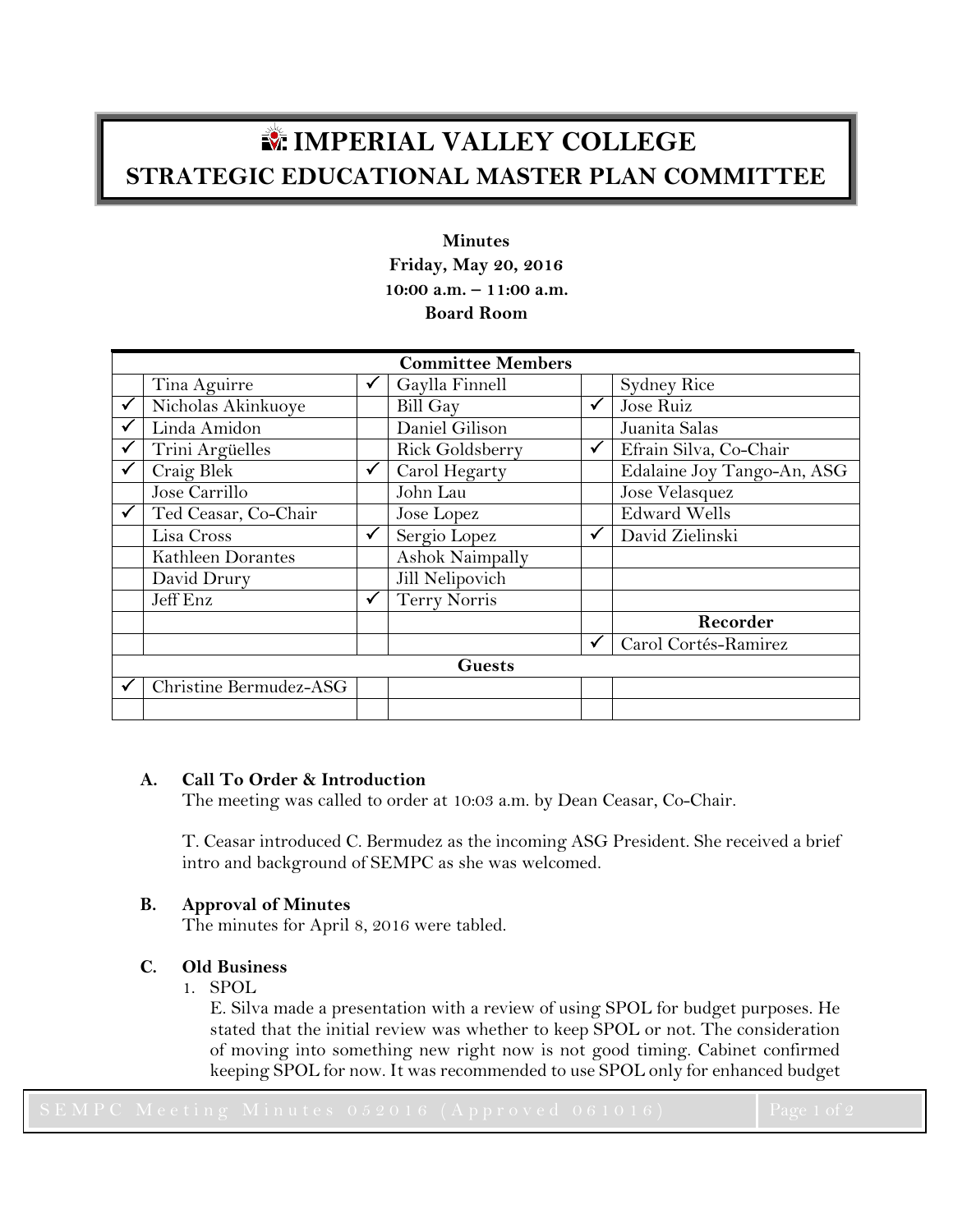# IMPERIAL VALLEY COLLEGE
## STRATEGIC EDUCATIONAL MASTER PLAN COMMITTEE

**Minutes**
**Friday, May 20, 2016**
**10:00 a.m. – 11:00 a.m.**
**Board Room**

| Committee Members | | | | | |
|---|---|---|---|---|---|
| | Tina Aguirre | ✓ | Gaylla Finnell | | Sydney Rice |
| ✓ | Nicholas Akinkuoye | | Bill Gay | ✓ | Jose Ruiz |
| ✓ | Linda Amidon | | Daniel Gilison | | Juanita Salas |
| ✓ | Trini Argüelles | | Rick Goldsberry | ✓ | Efrain Silva, Co-Chair |
| ✓ | Craig Blek | ✓ | Carol Hegarty | | Edalaine Joy Tango-An, ASG |
| | Jose Carrillo | | John Lau | | Jose Velasquez |
| ✓ | Ted Ceasar, Co-Chair | | Jose Lopez | | Edward Wells |
| | Lisa Cross | ✓ | Sergio Lopez | ✓ | David Zielinski |
| | Kathleen Dorantes | | Ashok Naimpally | | |
| | David Drury | | Jill Nelipovich | | |
| | Jeff Enz | ✓ | Terry Norris | | |
| | | | | | **Recorder** |
| | | | | ✓ | Carol Cortés-Ramirez |
| **Guests** | | | | | |
| ✓ | Christine Bermudez-ASG | | | | |
| | | | | | |

**A. Call To Order & Introduction**

The meeting was called to order at 10:03 a.m. by Dean Ceasar, Co-Chair.

T. Ceasar introduced C. Bermudez as the incoming ASG President. She received a brief intro and background of SEMPC as she was welcomed.

**B. Approval of Minutes**

The minutes for April 8, 2016 were tabled.

**C. Old Business**

1. SPOL

   E. Silva made a presentation with a review of using SPOL for budget purposes. He stated that the initial review was whether to keep SPOL or not. The consideration of moving into something new right now is not good timing. Cabinet confirmed keeping SPOL for now. It was recommended to use SPOL only for enhanced budget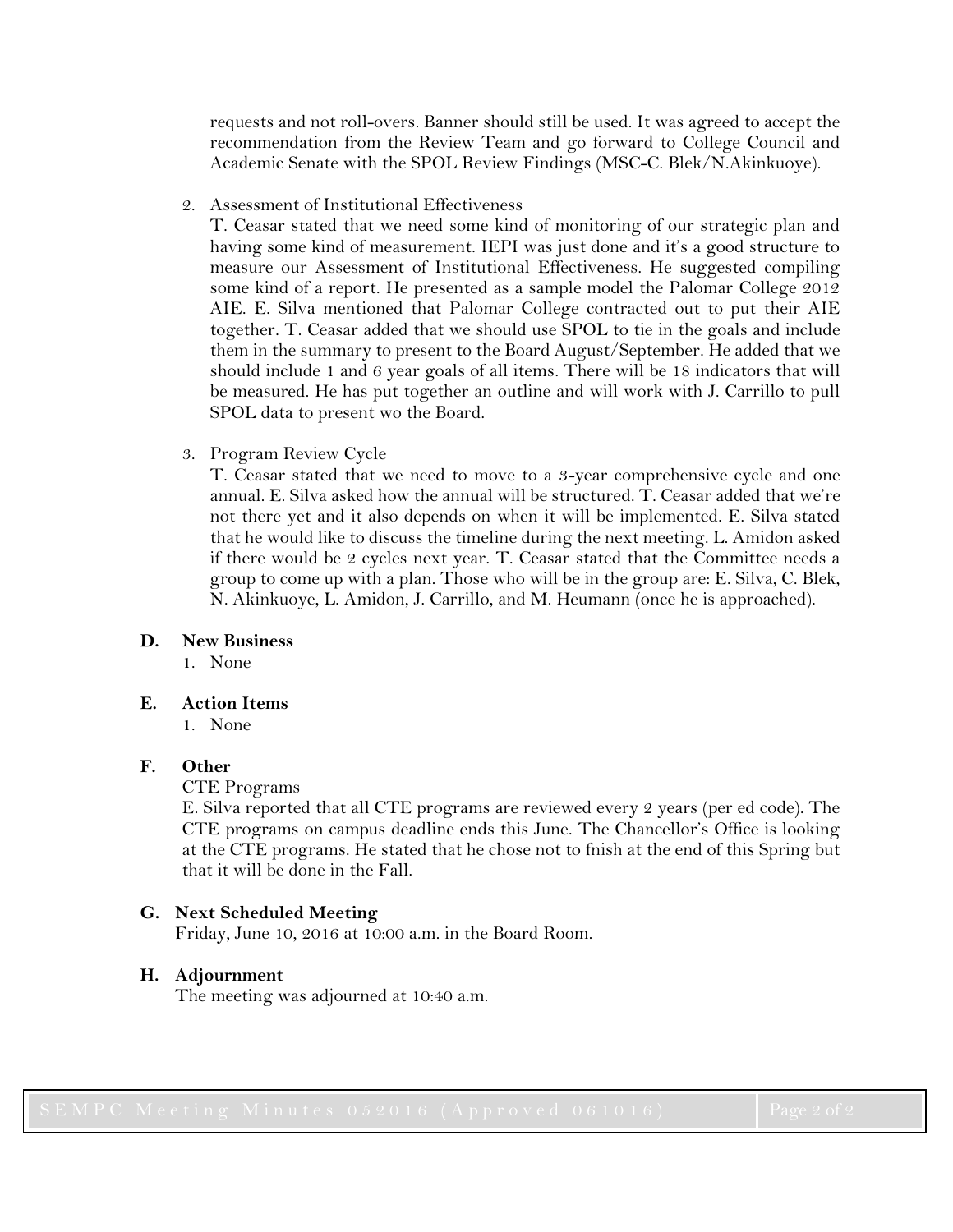requests and not roll-overs. Banner should still be used. It was agreed to accept the recommendation from the Review Team and go forward to College Council and Academic Senate with the SPOL Review Findings (MSC-C. Blek/N.Akinkuoye).

2. Assessment of Institutional Effectiveness
   T. Ceasar stated that we need some kind of monitoring of our strategic plan and having some kind of measurement. IEPI was just done and it's a good structure to measure our Assessment of Institutional Effectiveness. He suggested compiling some kind of a report. He presented as a sample model the Palomar College 2012 AIE. E. Silva mentioned that Palomar College contracted out to put their AIE together. T. Ceasar added that we should use SPOL to tie in the goals and include them in the summary to present to the Board August/September. He added that we should include 1 and 6 year goals of all items. There will be 18 indicators that will be measured. He has put together an outline and will work with J. Carrillo to pull SPOL data to present wo the Board.

3. Program Review Cycle
   T. Ceasar stated that we need to move to a 3-year comprehensive cycle and one annual. E. Silva asked how the annual will be structured. T. Ceasar added that we're not there yet and it also depends on when it will be implemented. E. Silva stated that he would like to discuss the timeline during the next meeting. L. Amidon asked if there would be 2 cycles next year. T. Ceasar stated that the Committee needs a group to come up with a plan. Those who will be in the group are: E. Silva, C. Blek, N. Akinkuoye, L. Amidon, J. Carrillo, and M. Heumann (once he is approached).

**D. New Business**

1. None

**E. Action Items**

1. None

**F. Other**

CTE Programs

E. Silva reported that all CTE programs are reviewed every 2 years (per ed code). The CTE programs on campus deadline ends this June. The Chancellor's Office is looking at the CTE programs. He stated that he chose not to fnish at the end of this Spring but that it will be done in the Fall.

**G. Next Scheduled Meeting**

Friday, June 10, 2016 at 10:00 a.m. in the Board Room.

**H. Adjournment**

The meeting was adjourned at 10:40 a.m.